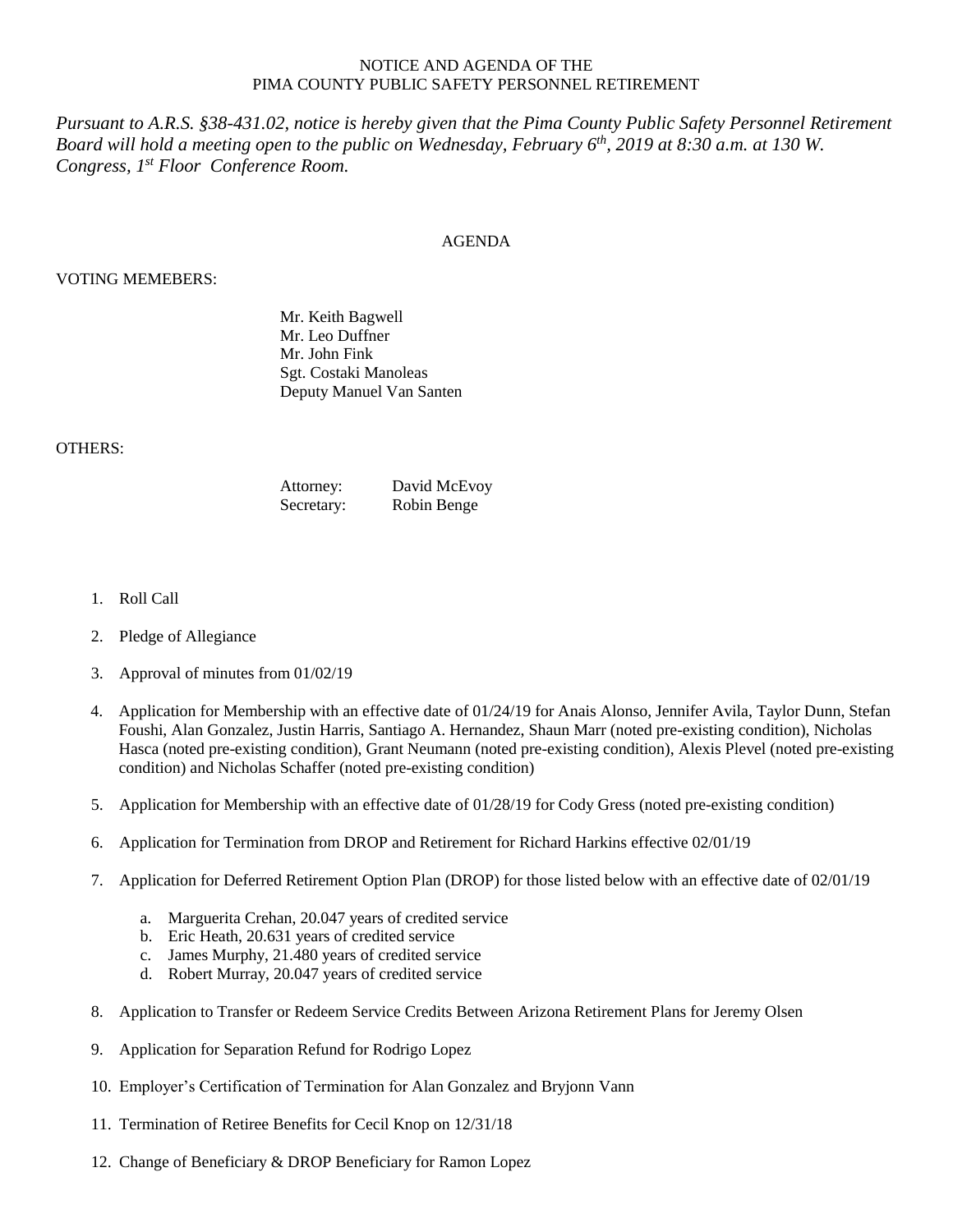NOTICE AND AGENDA OF THE
PIMA COUNTY PUBLIC SAFETY PERSONNEL RETIREMENT

*Pursuant to A.R.S. §38-431.02, notice is hereby given that the Pima County Public Safety Personnel Retirement Board will hold a meeting open to the public on Wednesday, February 6th, 2019 at 8:30 a.m. at 130 W. Congress, 1st Floor Conference Room.*

AGENDA

VOTING MEMEBERS:

Mr. Keith Bagwell
Mr. Leo Duffner
Mr. John Fink
Sgt. Costaki Manoleas
Deputy Manuel Van Santen

OTHERS:

Attorney: David McEvoy
Secretary: Robin Benge

1. Roll Call
2. Pledge of Allegiance
3. Approval of minutes from 01/02/19
4. Application for Membership with an effective date of 01/24/19 for Anais Alonso, Jennifer Avila, Taylor Dunn, Stefan Foushi, Alan Gonzalez, Justin Harris, Santiago A. Hernandez, Shaun Marr (noted pre-existing condition), Nicholas Hasca (noted pre-existing condition), Grant Neumann (noted pre-existing condition), Alexis Plevel (noted pre-existing condition) and Nicholas Schaffer (noted pre-existing condition)
5. Application for Membership with an effective date of 01/28/19 for Cody Gress (noted pre-existing condition)
6. Application for Termination from DROP and Retirement for Richard Harkins effective 02/01/19
7. Application for Deferred Retirement Option Plan (DROP) for those listed below with an effective date of 02/01/19
   a. Marguerita Crehan, 20.047 years of credited service
   b. Eric Heath, 20.631 years of credited service
   c. James Murphy, 21.480 years of credited service
   d. Robert Murray, 20.047 years of credited service
8. Application to Transfer or Redeem Service Credits Between Arizona Retirement Plans for Jeremy Olsen
9. Application for Separation Refund for Rodrigo Lopez
10. Employer's Certification of Termination for Alan Gonzalez and Bryjonn Vann
11. Termination of Retiree Benefits for Cecil Knop on 12/31/18
12. Change of Beneficiary & DROP Beneficiary for Ramon Lopez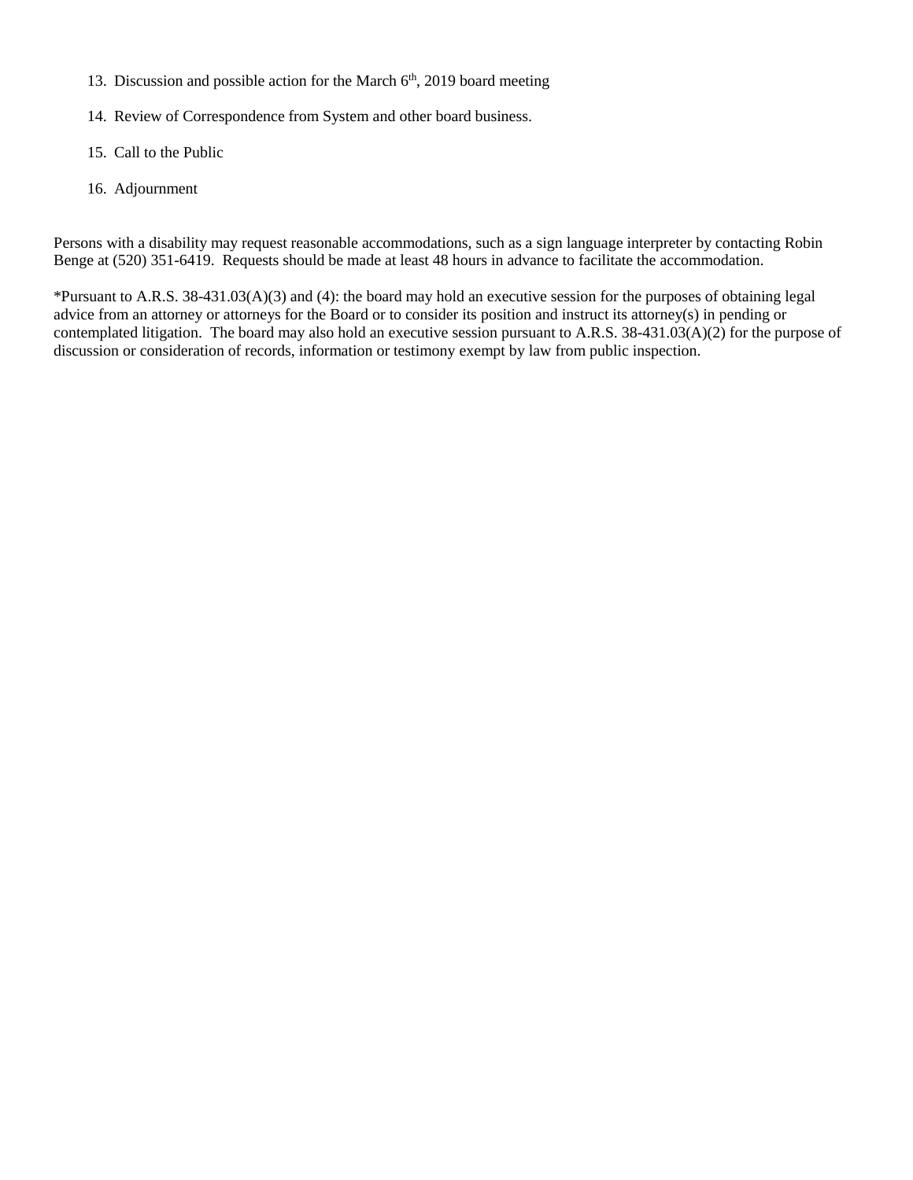13. Discussion and possible action for the March 6th, 2019 board meeting

14. Review of Correspondence from System and other board business.

15. Call to the Public

16. Adjournment

Persons with a disability may request reasonable accommodations, such as a sign language interpreter by contacting Robin Benge at (520) 351-6419. Requests should be made at least 48 hours in advance to facilitate the accommodation.

*Pursuant to A.R.S. 38-431.03(A)(3) and (4): the board may hold an executive session for the purposes of obtaining legal advice from an attorney or attorneys for the Board or to consider its position and instruct its attorney(s) in pending or contemplated litigation. The board may also hold an executive session pursuant to A.R.S. 38-431.03(A)(2) for the purpose of discussion or consideration of records, information or testimony exempt by law from public inspection.